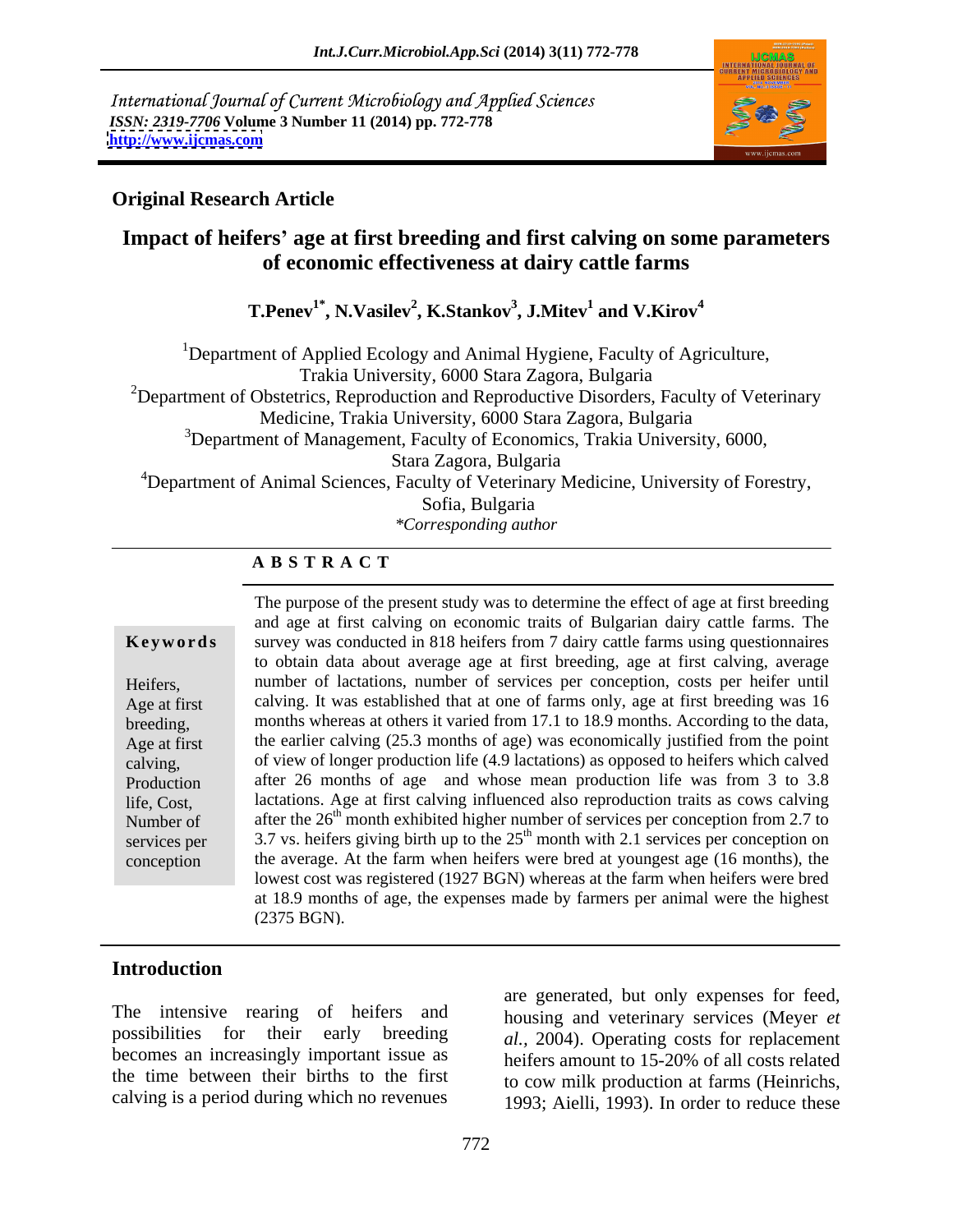International Journal of Current Microbiology and Applied Sciences
*ISSN: 2319-7706* **Volume 3 Number 11 (2014) pp. 772-778**
**http://www.ijcmas.com**

**Original Research Article**

# Impact of heifers' age at first breeding and first calving on some parameters of economic effectiveness at dairy cattle farms

**T.Penev[1*], N.Vasilev[2], K.Stankov[3], J.Mitev[1] and V.Kirov[4]**

[1]Department of Applied Ecology and Animal Hygiene, Faculty of Agriculture, Trakia University, 6000 Stara Zagora, Bulgaria

[2]Department of Obstetrics, Reproduction and Reproductive Disorders, Faculty of Veterinary Medicine, Trakia University, 6000 Stara Zagora, Bulgaria

[3]Department of Management, Faculty of Economics, Trakia University, 6000, Stara Zagora, Bulgaria

[4]Department of Animal Sciences, Faculty of Veterinary Medicine, University of Forestry, Sofia, Bulgaria

*\*Corresponding author*

## ABSTRACT

**Keywords**

Heifers, Age at first breeding, Age at first calving, Production life, Cost, Number of services per conception

The purpose of the present study was to determine the effect of age at first breeding and age at first calving on economic traits of Bulgarian dairy cattle farms. The survey was conducted in 818 heifers from 7 dairy cattle farms using questionnaires to obtain data about average age at first breeding, age at first calving, average number of lactations, number of services per conception, costs per heifer until calving. It was established that at one of farms only, age at first breeding was 16 months whereas at others it varied from 17.1 to 18.9 months. According to the data, the earlier calving (25.3 months of age) was economically justified from the point of view of longer production life (4.9 lactations) as opposed to heifers which calved after 26 months of age and whose mean production life was from 3 to 3.8 lactations. Age at first calving influenced also reproduction traits as cows calving after the 26$^{th}$ month exhibited higher number of services per conception from 2.7 to 3.7 vs. heifers giving birth up to the 25$^{th}$ month with 2.1 services per conception on the average. At the farm when heifers were bred at youngest age (16 months), the lowest cost was registered (1927 BGN) whereas at the farm when heifers were bred at 18.9 months of age, the expenses made by farmers per animal were the highest (2375 BGN).

## Introduction

The intensive rearing of heifers and possibilities for their early breeding becomes an increasingly important issue as the time between their births to the first calving is a period during which no revenues are generated, but only expenses for feed, housing and veterinary services (Meyer *et al.*, 2004). Operating costs for replacement heifers amount to 15-20% of all costs related to cow milk production at farms (Heinrichs, 1993; Aielli, 1993). In order to reduce these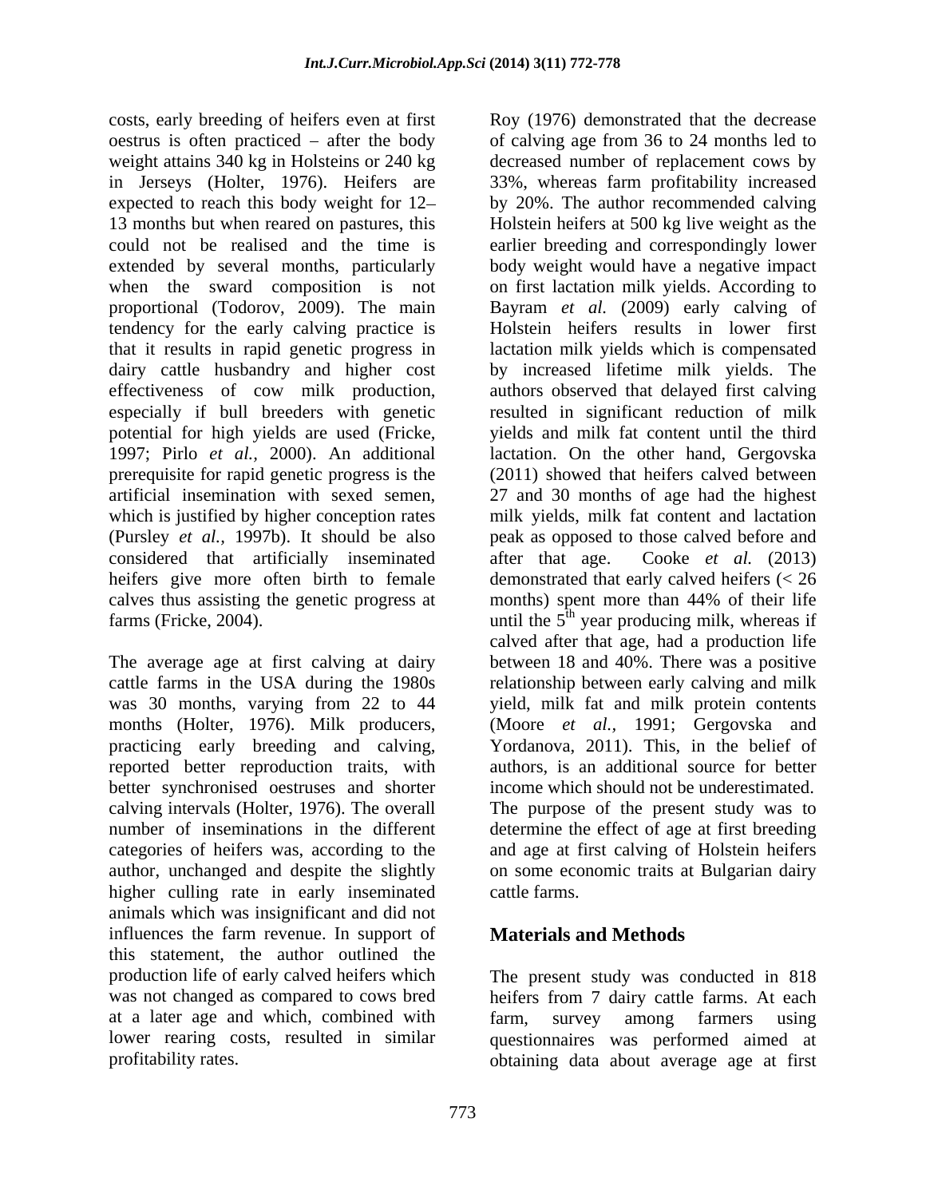costs, early breeding of heifers even at first oestrus is often practiced – after the body weight attains 340 kg in Holsteins or 240 kg in Jerseys (Holter, 1976). Heifers are expected to reach this body weight for 12–13 months but when reared on pastures, this could not be realised and the time is extended by several months, particularly when the sward composition is not proportional (Todorov, 2009). The main tendency for the early calving practice is that it results in rapid genetic progress in dairy cattle husbandry and higher cost effectiveness of cow milk production, especially if bull breeders with genetic potential for high yields are used (Fricke, 1997; Pirlo *et al.*, 2000). An additional prerequisite for rapid genetic progress is the artificial insemination with sexed semen, which is justified by higher conception rates (Pursley *et al.*, 1997b). It should be also considered that artificially inseminated heifers give more often birth to female calves thus assisting the genetic progress at farms (Fricke, 2004).

The average age at first calving at dairy cattle farms in the USA during the 1980s was 30 months, varying from 22 to 44 months (Holter, 1976). Milk producers, practicing early breeding and calving, reported better reproduction traits, with better synchronised oestruses and shorter calving intervals (Holter, 1976). The overall number of inseminations in the different categories of heifers was, according to the author, unchanged and despite the slightly higher culling rate in early inseminated animals which was insignificant and did not influences the farm revenue. In support of this statement, the author outlined the production life of early calved heifers which was not changed as compared to cows bred at a later age and which, combined with lower rearing costs, resulted in similar profitability rates.

Roy (1976) demonstrated that the decrease of calving age from 36 to 24 months led to decreased number of replacement cows by 33%, whereas farm profitability increased by 20%. The author recommended calving Holstein heifers at 500 kg live weight as the earlier breeding and correspondingly lower body weight would have a negative impact on first lactation milk yields. According to Bayram *et al.* (2009) early calving of Holstein heifers results in lower first lactation milk yields which is compensated by increased lifetime milk yields. The authors observed that delayed first calving resulted in significant reduction of milk yields and milk fat content until the third lactation. On the other hand, Gergovska (2011) showed that heifers calved between 27 and 30 months of age had the highest milk yields, milk fat content and lactation peak as opposed to those calved before and after that age. Cooke *et al.* (2013) demonstrated that early calved heifers (< 26 months) spent more than 44% of their life until the 5th year producing milk, whereas if calved after that age, had a production life between 18 and 40%. There was a positive relationship between early calving and milk yield, milk fat and milk protein contents (Moore *et al.*, 1991; Gergovska and Yordanova, 2011). This, in the belief of authors, is an additional source for better income which should not be underestimated. The purpose of the present study was to determine the effect of age at first breeding and age at first calving of Holstein heifers on some economic traits at Bulgarian dairy cattle farms.

## Materials and Methods

The present study was conducted in 818 heifers from 7 dairy cattle farms. At each farm, survey among farmers using questionnaires was performed aimed at obtaining data about average age at first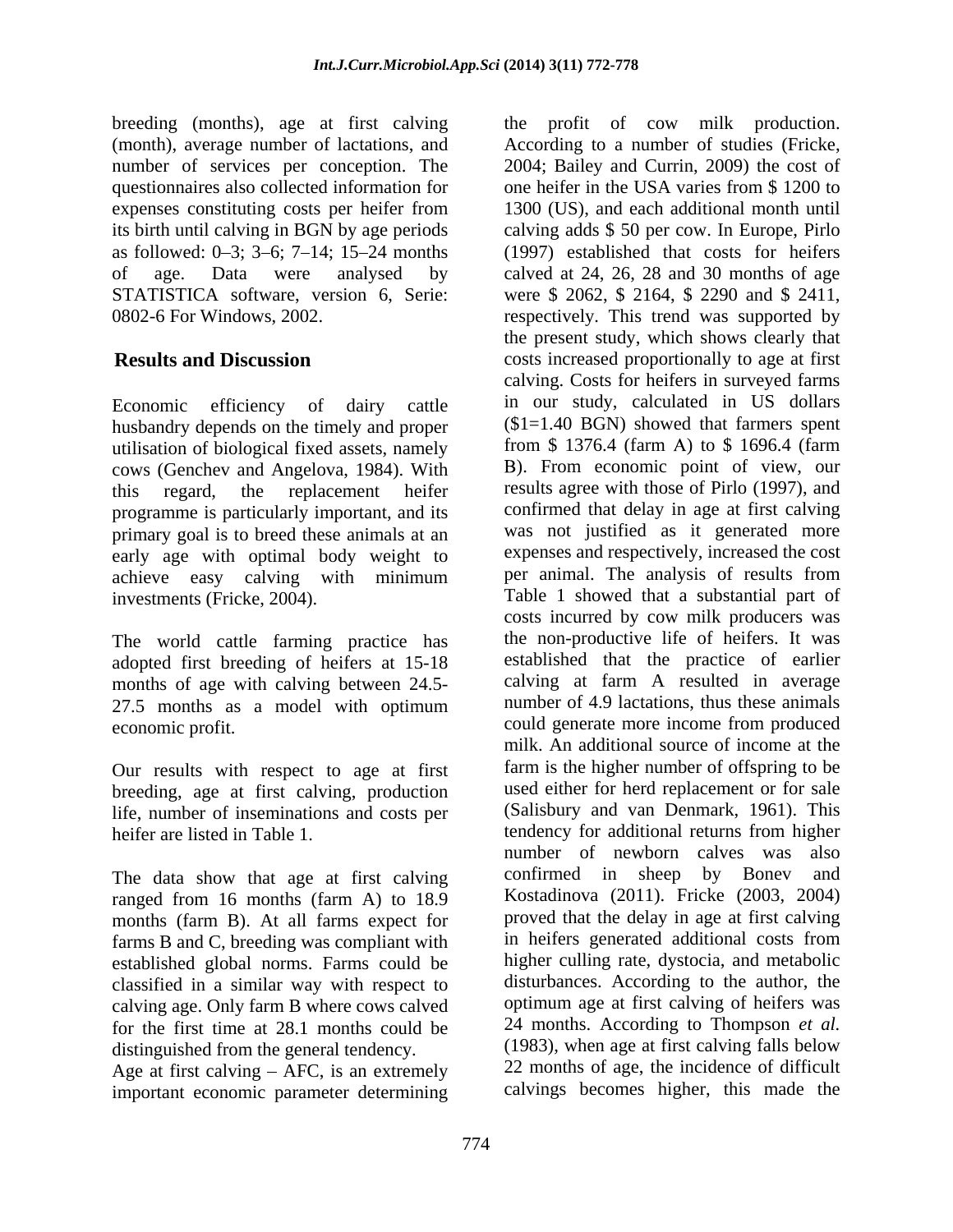breeding (months), age at first calving (month), average number of lactations, and number of services per conception. The questionnaires also collected information for expenses constituting costs per heifer from its birth until calving in BGN by age periods as followed: 0–3; 3–6; 7–14; 15–24 months of age. Data were analysed by STATISTICA software, version 6, Serie: 0802-6 For Windows, 2002.

## Results and Discussion

Economic efficiency of dairy cattle husbandry depends on the timely and proper utilisation of biological fixed assets, namely cows (Genchev and Angelova, 1984). With this regard, the replacement heifer programme is particularly important, and its primary goal is to breed these animals at an early age with optimal body weight to achieve easy calving with minimum investments (Fricke, 2004).

The world cattle farming practice has adopted first breeding of heifers at 15-18 months of age with calving between 24.5-27.5 months as a model with optimum economic profit.

Our results with respect to age at first breeding, age at first calving, production life, number of inseminations and costs per heifer are listed in Table 1.

The data show that age at first calving ranged from 16 months (farm A) to 18.9 months (farm B). At all farms expect for farms B and C, breeding was compliant with established global norms. Farms could be classified in a similar way with respect to calving age. Only farm B where cows calved for the first time at 28.1 months could be distinguished from the general tendency.

Age at first calving – AFC, is an extremely important economic parameter determining the profit of cow milk production. According to a number of studies (Fricke, 2004; Bailey and Currin, 2009) the cost of one heifer in the USA varies from $ 1200 to 1300 (US), and each additional month until calving adds $ 50 per cow. In Europe, Pirlo (1997) established that costs for heifers calved at 24, 26, 28 and 30 months of age were $ 2062, $ 2164, $ 2290 and $ 2411, respectively. This trend was supported by the present study, which shows clearly that costs increased proportionally to age at first calving. Costs for heifers in surveyed farms in our study, calculated in US dollars ($1=1.40 BGN) showed that farmers spent from $ 1376.4 (farm A) to $ 1696.4 (farm B). From economic point of view, our results agree with those of Pirlo (1997), and confirmed that delay in age at first calving was not justified as it generated more expenses and respectively, increased the cost per animal. The analysis of results from Table 1 showed that a substantial part of costs incurred by cow milk producers was the non-productive life of heifers. It was established that the practice of earlier calving at farm A resulted in average number of 4.9 lactations, thus these animals could generate more income from produced milk. An additional source of income at the farm is the higher number of offspring to be used either for herd replacement or for sale (Salisbury and van Denmark, 1961). This tendency for additional returns from higher number of newborn calves was also confirmed in sheep by Bonev and Kostadinova (2011). Fricke (2003, 2004) proved that the delay in age at first calving in heifers generated additional costs from higher culling rate, dystocia, and metabolic disturbances. According to the author, the optimum age at first calving of heifers was 24 months. According to Thompson *et al.* (1983), when age at first calving falls below 22 months of age, the incidence of difficult calvings becomes higher, this made the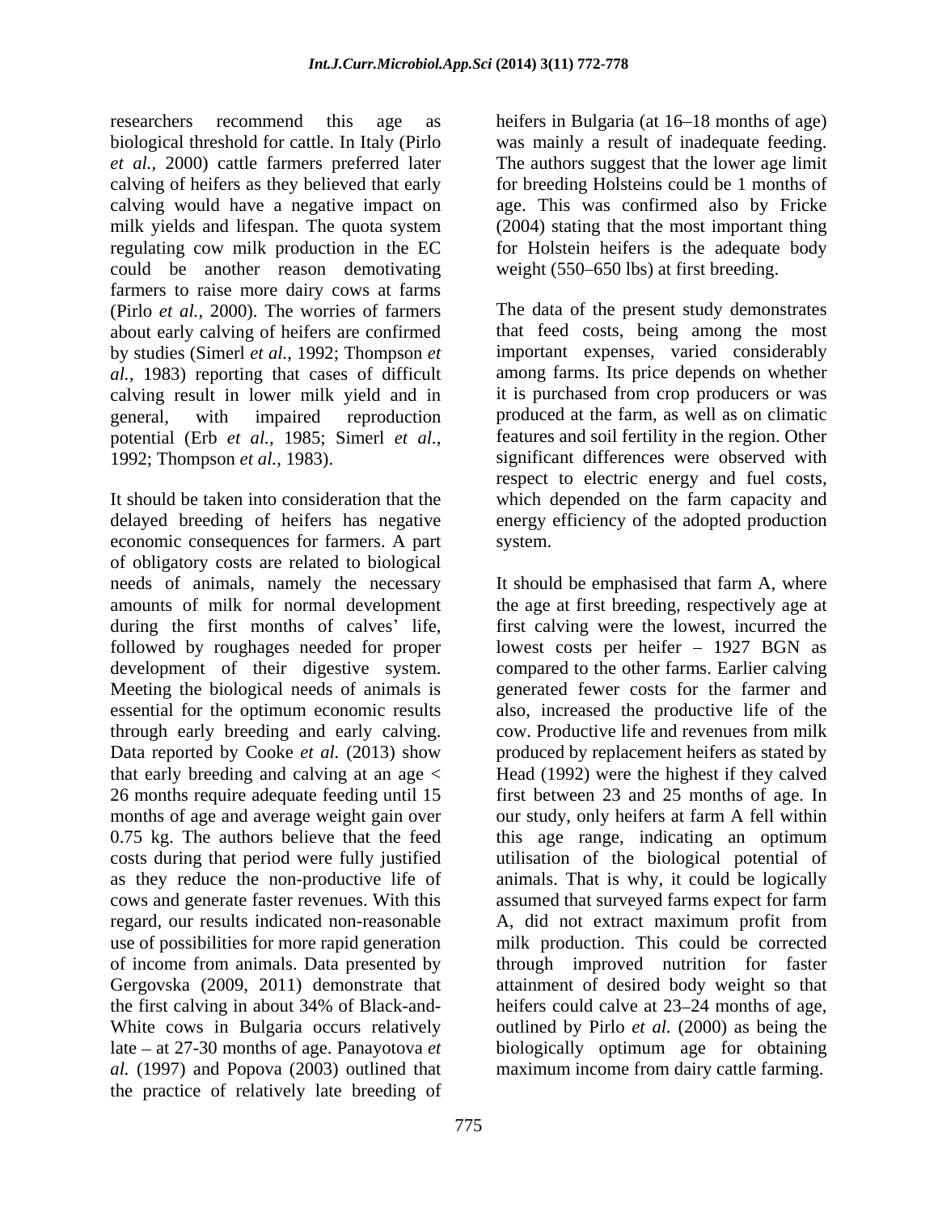researchers recommend this age as biological threshold for cattle. In Italy (Pirlo *et al.,* 2000) cattle farmers preferred later calving of heifers as they believed that early calving would have a negative impact on milk yields and lifespan. The quota system regulating cow milk production in the EC could be another reason demotivating farmers to raise more dairy cows at farms (Pirlo *et al.,* 2000). The worries of farmers about early calving of heifers are confirmed by studies (Simerl *et al.,* 1992; Thompson *et al.,* 1983) reporting that cases of difficult calving result in lower milk yield and in general, with impaired reproduction potential (Erb *et al.,* 1985; Simerl *et al.,* 1992; Thompson *et al.,* 1983).

It should be taken into consideration that the delayed breeding of heifers has negative economic consequences for farmers. A part of obligatory costs are related to biological needs of animals, namely the necessary amounts of milk for normal development during the first months of calves' life, followed by roughages needed for proper development of their digestive system. Meeting the biological needs of animals is essential for the optimum economic results through early breeding and early calving. Data reported by Cooke *et al.* (2013) show that early breeding and calving at an age < 26 months require adequate feeding until 15 months of age and average weight gain over 0.75 kg. The authors believe that the feed costs during that period were fully justified as they reduce the non-productive life of cows and generate faster revenues. With this regard, our results indicated non-reasonable use of possibilities for more rapid generation of income from animals. Data presented by Gergovska (2009, 2011) demonstrate that the first calving in about 34% of Black-and-White cows in Bulgaria occurs relatively late – at 27-30 months of age. Panayotova *et al.* (1997) and Popova (2003) outlined that the practice of relatively late breeding of heifers in Bulgaria (at 16–18 months of age) was mainly a result of inadequate feeding. The authors suggest that the lower age limit for breeding Holsteins could be 1 months of age. This was confirmed also by Fricke (2004) stating that the most important thing for Holstein heifers is the adequate body weight (550–650 lbs) at first breeding.

The data of the present study demonstrates that feed costs, being among the most important expenses, varied considerably among farms. Its price depends on whether it is purchased from crop producers or was produced at the farm, as well as on climatic features and soil fertility in the region. Other significant differences were observed with respect to electric energy and fuel costs, which depended on the farm capacity and energy efficiency of the adopted production system.

It should be emphasised that farm A, where the age at first breeding, respectively age at first calving were the lowest, incurred the lowest costs per heifer – 1927 BGN as compared to the other farms. Earlier calving generated fewer costs for the farmer and also, increased the productive life of the cow. Productive life and revenues from milk produced by replacement heifers as stated by Head (1992) were the highest if they calved first between 23 and 25 months of age. In our study, only heifers at farm A fell within this age range, indicating an optimum utilisation of the biological potential of animals. That is why, it could be logically assumed that surveyed farms expect for farm A, did not extract maximum profit from milk production. This could be corrected through improved nutrition for faster attainment of desired body weight so that heifers could calve at 23–24 months of age, outlined by Pirlo *et al.* (2000) as being the biologically optimum age for obtaining maximum income from dairy cattle farming.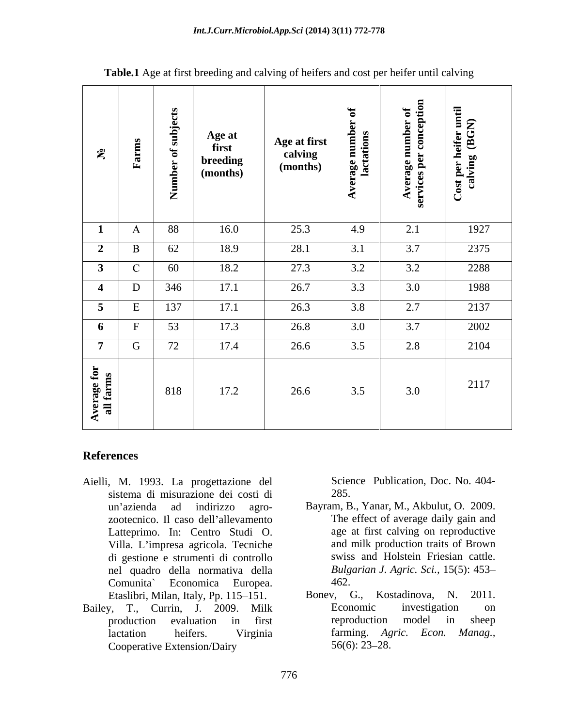**Table.1** Age at first breeding and calving of heifers and cost per heifer until calving

| № | Farms | Number of subjects | Age at first breeding (months) | Age at first calving (months) | Average number of lactations | Average number of services per conception | Cost per heifer until calving (BGN) |
|---|---|---|---|---|---|---|---|
| **1** | A | 88 | 16.0 | 25.3 | 4.9 | 2.1 | 1927 |
| **2** | B | 62 | 18.9 | 28.1 | 3.1 | 3.7 | 2375 |
| **3** | C | 60 | 18.2 | 27.3 | 3.2 | 3.2 | 2288 |
| **4** | D | 346 | 17.1 | 26.7 | 3.3 | 3.0 | 1988 |
| **5** | E | 137 | 17.1 | 26.3 | 3.8 | 2.7 | 2137 |
| **6** | F | 53 | 17.3 | 26.8 | 3.0 | 3.7 | 2002 |
| **7** | G | 72 | 17.4 | 26.6 | 3.5 | 2.8 | 2104 |
| **Average for all farms** | | 818 | 17.2 | 26.6 | 3.5 | 3.0 | 2117 |

## References

Aielli, M. 1993. La progettazione del sistema di misurazione dei costi di un'azienda ad indirizzo agro-zootecnico. Il caso dell'allevamento Latteprimo. In: Centro Studi O. Villa. L'impresa agricola. Tecniche di gestione e strumenti di controllo nel quadro della normativa della Comunita` Economica Europea. Etaslibri, Milan, Italy, Pp. 115–151.

Bailey, T., Currin, J. 2009. Milk production evaluation in first lactation heifers. Virginia Cooperative Extension/Dairy Science Publication, Doc. No. 404-285.

Bayram, B., Yanar, M., Akbulut, O. 2009. The effect of average daily gain and age at first calving on reproductive and milk production traits of Brown swiss and Holstein Friesian cattle. *Bulgarian J. Agric. Sci.*, 15(5): 453–462.

Bonev, G., Kostadinova, N. 2011. Economic investigation on reproduction model in sheep farming. *Agric. Econ. Manag.*, 56(6): 23–28.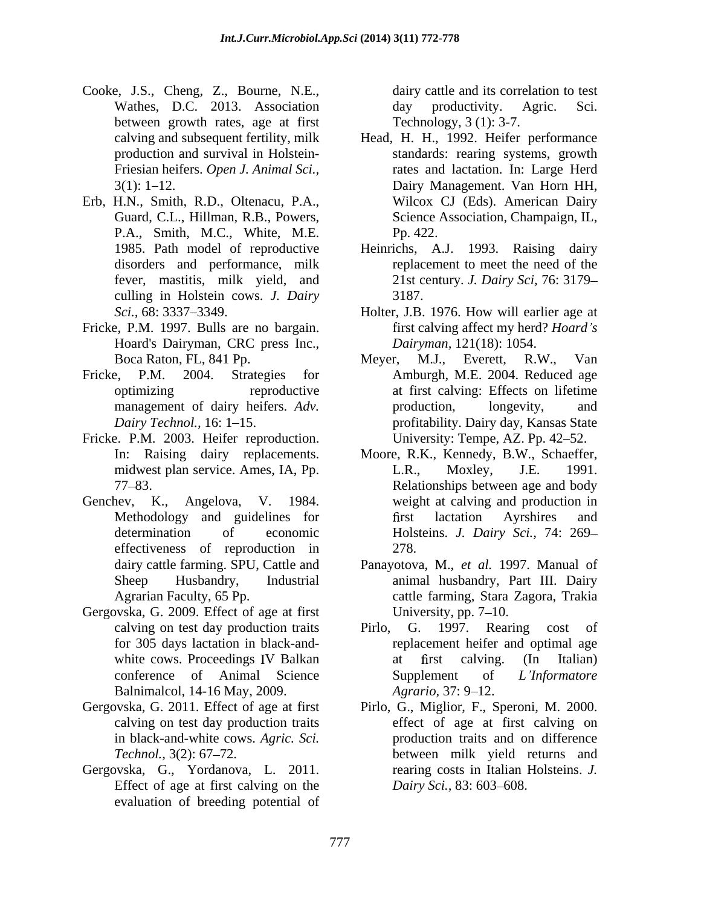Cooke, J.S., Cheng, Z., Bourne, N.E., Wathes, D.C. 2013. Association between growth rates, age at first calving and subsequent fertility, milk production and survival in Holstein-Friesian heifers. *Open J. Animal Sci.*, 3(1): 1–12.

Erb, H.N., Smith, R.D., Oltenacu, P.A., Guard, C.L., Hillman, R.B., Powers, P.A., Smith, M.C., White, M.E. 1985. Path model of reproductive disorders and performance, milk fever, mastitis, milk yield, and culling in Holstein cows. *J. Dairy Sci.*, 68: 3337–3349.

Fricke, P.M. 1997. Bulls are no bargain. Hoard's Dairyman, CRC press Inc., Boca Raton, FL, 841 Pp.

Fricke, P.M. 2004. Strategies for optimizing reproductive management of dairy heifers. *Adv. Dairy Technol.*, 16: 1–15.

Fricke. P.M. 2003. Heifer reproduction. In: Raising dairy replacements. midwest plan service. Ames, IA, Pp. 77–83.

Genchev, K., Angelova, V. 1984. Methodology and guidelines for determination of economic effectiveness of reproduction in dairy cattle farming. SPU, Cattle and Sheep Husbandry, Industrial Agrarian Faculty, 65 Pp.

Gergovska, G. 2009. Effect of age at first calving on test day production traits for 305 days lactation in black-and-white cows. Proceedings IV Balkan conference of Animal Science Balnimalcol, 14-16 May, 2009.

Gergovska, G. 2011. Effect of age at first calving on test day production traits in black-and-white cows. *Agric. Sci. Technol.*, 3(2): 67–72.

Gergovska, G., Yordanova, L. 2011. Effect of age at first calving on the evaluation of breeding potential of dairy cattle and its correlation to test day productivity. Agric. Sci. Technology, 3 (1): 3-7.

Head, H. H., 1992. Heifer performance standards: rearing systems, growth rates and lactation. In: Large Herd Dairy Management. Van Horn HH, Wilcox CJ (Eds). American Dairy Science Association, Champaign, IL, Pp. 422.

Heinrichs, A.J. 1993. Raising dairy replacement to meet the need of the 21st century. *J. Dairy Sci*, 76: 3179–3187.

Holter, J.B. 1976. How will earlier age at first calving affect my herd? *Hoard's Dairyman*, 121(18): 1054.

Meyer, M.J., Everett, R.W., Van Amburgh, M.E. 2004. Reduced age at first calving: Effects on lifetime production, longevity, and profitability. Dairy day, Kansas State University: Tempe, AZ. Pp. 42–52.

Moore, R.K., Kennedy, B.W., Schaeffer, L.R., Moxley, J.E. 1991. Relationships between age and body weight at calving and production in first lactation Ayrshires and Holsteins. *J. Dairy Sci.*, 74: 269–278.

Panayotova, M., *et al.* 1997. Manual of animal husbandry, Part III. Dairy cattle farming, Stara Zagora, Trakia University, pp. 7–10.

Pirlo, G. 1997. Rearing cost of replacement heifer and optimal age at first calving. (In Italian) Supplement of *L'Informatore Agrario*, 37: 9–12.

Pirlo, G., Miglior, F., Speroni, M. 2000. effect of age at first calving on production traits and on difference between milk yield returns and rearing costs in Italian Holsteins. *J. Dairy Sci.*, 83: 603–608.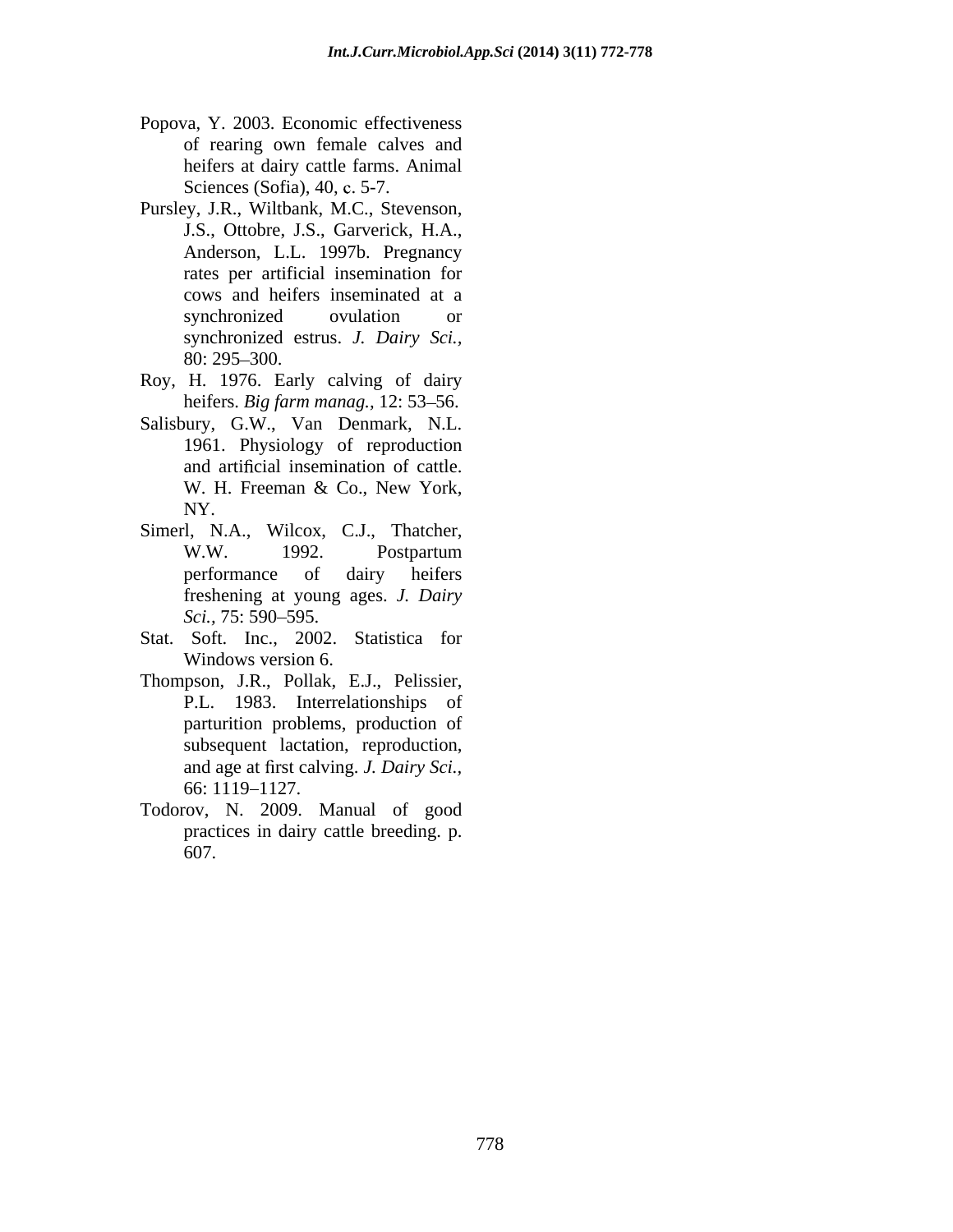Popova, Y. 2003. Economic effectiveness of rearing own female calves and heifers at dairy cattle farms. Animal Sciences (Sofia), 40, c. 5-7.

Pursley, J.R., Wiltbank, M.C., Stevenson, J.S., Ottobre, J.S., Garverick, H.A., Anderson, L.L. 1997b. Pregnancy rates per artificial insemination for cows and heifers inseminated at a synchronized ovulation or synchronized estrus. *J. Dairy Sci.*, 80: 295–300.

Roy, H. 1976. Early calving of dairy heifers. *Big farm manag.,* 12: 53–56.

Salisbury, G.W., Van Denmark, N.L. 1961. Physiology of reproduction and artificial insemination of cattle. W. H. Freeman & Co., New York, NY.

Simerl, N.A., Wilcox, C.J., Thatcher, W.W. 1992. Postpartum performance of dairy heifers freshening at young ages. *J. Dairy Sci.,* 75: 590–595.

Stat. Soft. Inc., 2002. Statistica for Windows version 6.

Thompson, J.R., Pollak, E.J., Pelissier, P.L. 1983. Interrelationships of parturition problems, production of subsequent lactation, reproduction, and age at first calving. *J. Dairy Sci.*, 66: 1119–1127.

Todorov, N. 2009. Manual of good practices in dairy cattle breeding. p. 607.